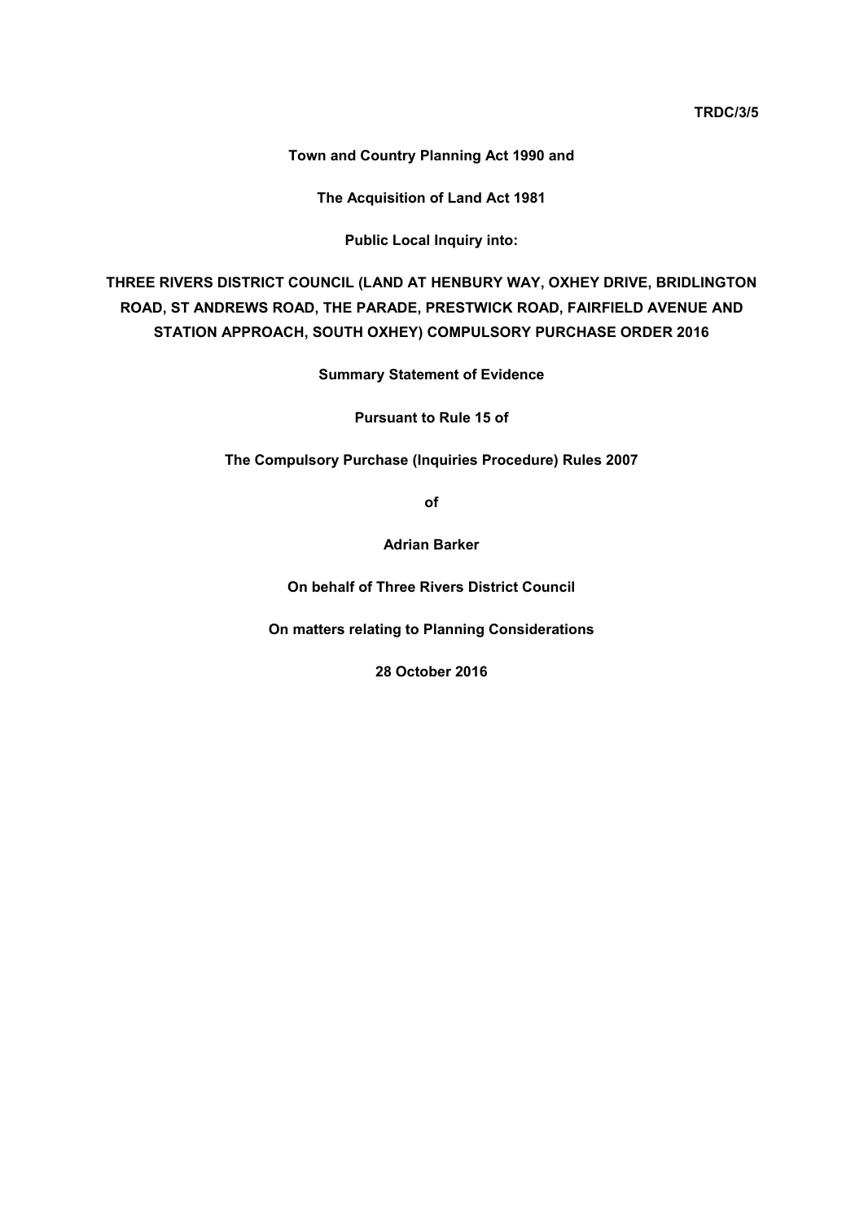**TRDC/3/5**

**Town and Country Planning Act 1990 and**

**The Acquisition of Land Act 1981**

**Public Local Inquiry into:**

**THREE RIVERS DISTRICT COUNCIL (LAND AT HENBURY WAY, OXHEY DRIVE, BRIDLINGTON ROAD, ST ANDREWS ROAD, THE PARADE, PRESTWICK ROAD, FAIRFIELD AVENUE AND STATION APPROACH, SOUTH OXHEY) COMPULSORY PURCHASE ORDER 2016**

**Summary Statement of Evidence**

**Pursuant to Rule 15 of**

**The Compulsory Purchase (Inquiries Procedure) Rules 2007**

**of**

**Adrian Barker**

**On behalf of Three Rivers District Council**

**On matters relating to Planning Considerations**

**28 October 2016**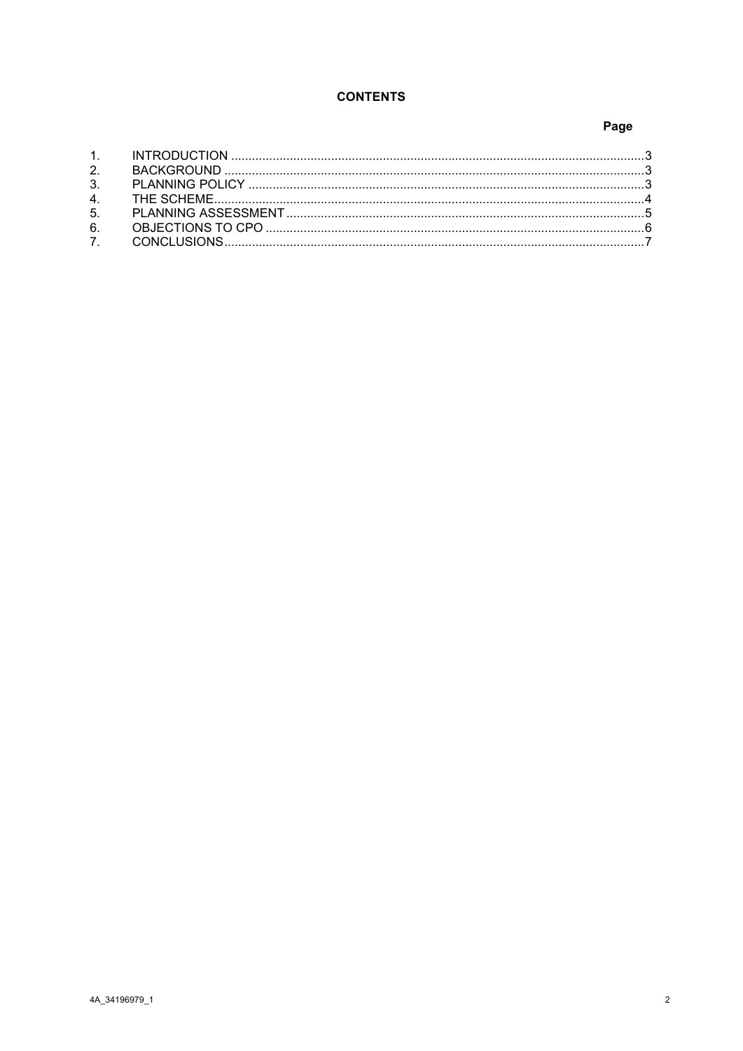**CONTENTS**

| | | Page |
|---|---|---|
| 1. | INTRODUCTION | 3 |
| 2. | BACKGROUND | 3 |
| 3. | PLANNING POLICY | 3 |
| 4. | THE SCHEME | 4 |
| 5. | PLANNING ASSESSMENT | 5 |
| 6. | OBJECTIONS TO CPO | 6 |
| 7. | CONCLUSIONS | 7 |

4A_34196979_1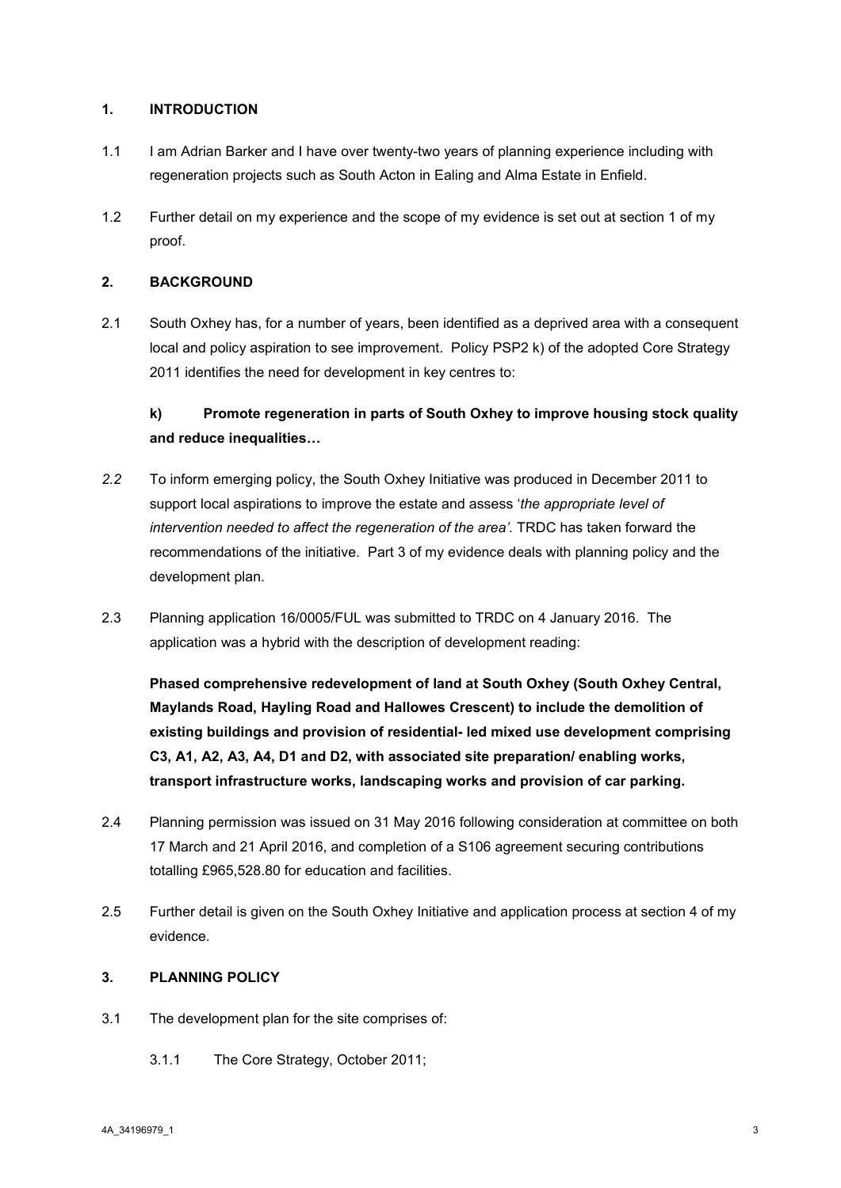## 1. INTRODUCTION

1.1 I am Adrian Barker and I have over twenty-two years of planning experience including with regeneration projects such as South Acton in Ealing and Alma Estate in Enfield.

1.2 Further detail on my experience and the scope of my evidence is set out at section 1 of my proof.

## 2. BACKGROUND

2.1 South Oxhey has, for a number of years, been identified as a deprived area with a consequent local and policy aspiration to see improvement. Policy PSP2 k) of the adopted Core Strategy 2011 identifies the need for development in key centres to:

**k) Promote regeneration in parts of South Oxhey to improve housing stock quality and reduce inequalities…**

*2.2* To inform emerging policy, the South Oxhey Initiative was produced in December 2011 to support local aspirations to improve the estate and assess '*the appropriate level of intervention needed to affect the regeneration of the area'*. TRDC has taken forward the recommendations of the initiative. Part 3 of my evidence deals with planning policy and the development plan.

2.3 Planning application 16/0005/FUL was submitted to TRDC on 4 January 2016. The application was a hybrid with the description of development reading:

**Phased comprehensive redevelopment of land at South Oxhey (South Oxhey Central, Maylands Road, Hayling Road and Hallowes Crescent) to include the demolition of existing buildings and provision of residential- led mixed use development comprising C3, A1, A2, A3, A4, D1 and D2, with associated site preparation/ enabling works, transport infrastructure works, landscaping works and provision of car parking.**

2.4 Planning permission was issued on 31 May 2016 following consideration at committee on both 17 March and 21 April 2016, and completion of a S106 agreement securing contributions totalling £965,528.80 for education and facilities.

2.5 Further detail is given on the South Oxhey Initiative and application process at section 4 of my evidence.

## 3. PLANNING POLICY

3.1 The development plan for the site comprises of:

3.1.1 The Core Strategy, October 2011;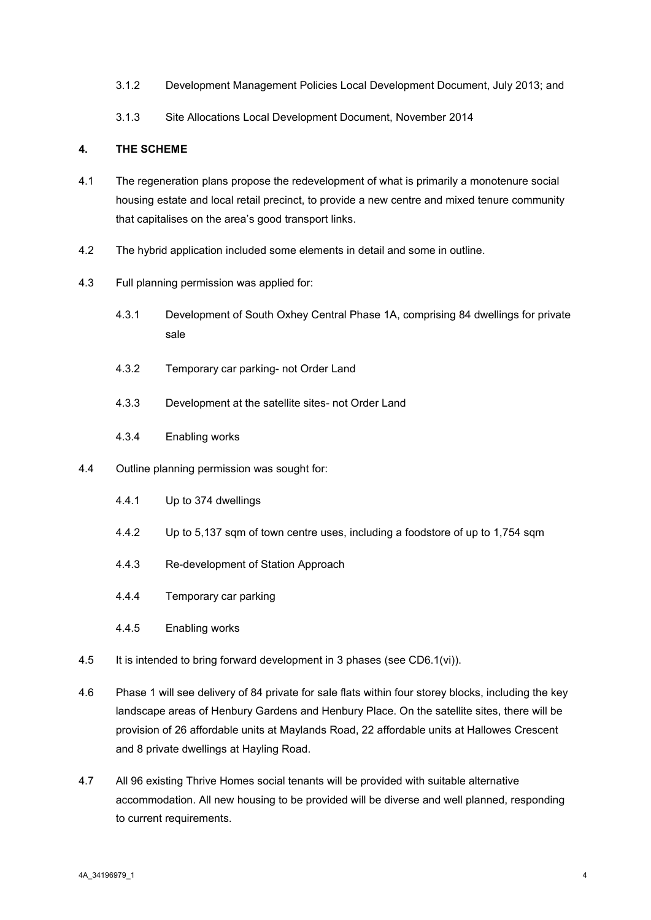3.1.2 Development Management Policies Local Development Document, July 2013; and

3.1.3 Site Allocations Local Development Document, November 2014

## 4. THE SCHEME

4.1 The regeneration plans propose the redevelopment of what is primarily a monotenure social housing estate and local retail precinct, to provide a new centre and mixed tenure community that capitalises on the area's good transport links.

4.2 The hybrid application included some elements in detail and some in outline.

4.3 Full planning permission was applied for:

4.3.1 Development of South Oxhey Central Phase 1A, comprising 84 dwellings for private sale

4.3.2 Temporary car parking- not Order Land

4.3.3 Development at the satellite sites- not Order Land

4.3.4 Enabling works

4.4 Outline planning permission was sought for:

4.4.1 Up to 374 dwellings

4.4.2 Up to 5,137 sqm of town centre uses, including a foodstore of up to 1,754 sqm

4.4.3 Re-development of Station Approach

4.4.4 Temporary car parking

4.4.5 Enabling works

4.5 It is intended to bring forward development in 3 phases (see CD6.1(vi)).

4.6 Phase 1 will see delivery of 84 private for sale flats within four storey blocks, including the key landscape areas of Henbury Gardens and Henbury Place. On the satellite sites, there will be provision of 26 affordable units at Maylands Road, 22 affordable units at Hallowes Crescent and 8 private dwellings at Hayling Road.

4.7 All 96 existing Thrive Homes social tenants will be provided with suitable alternative accommodation. All new housing to be provided will be diverse and well planned, responding to current requirements.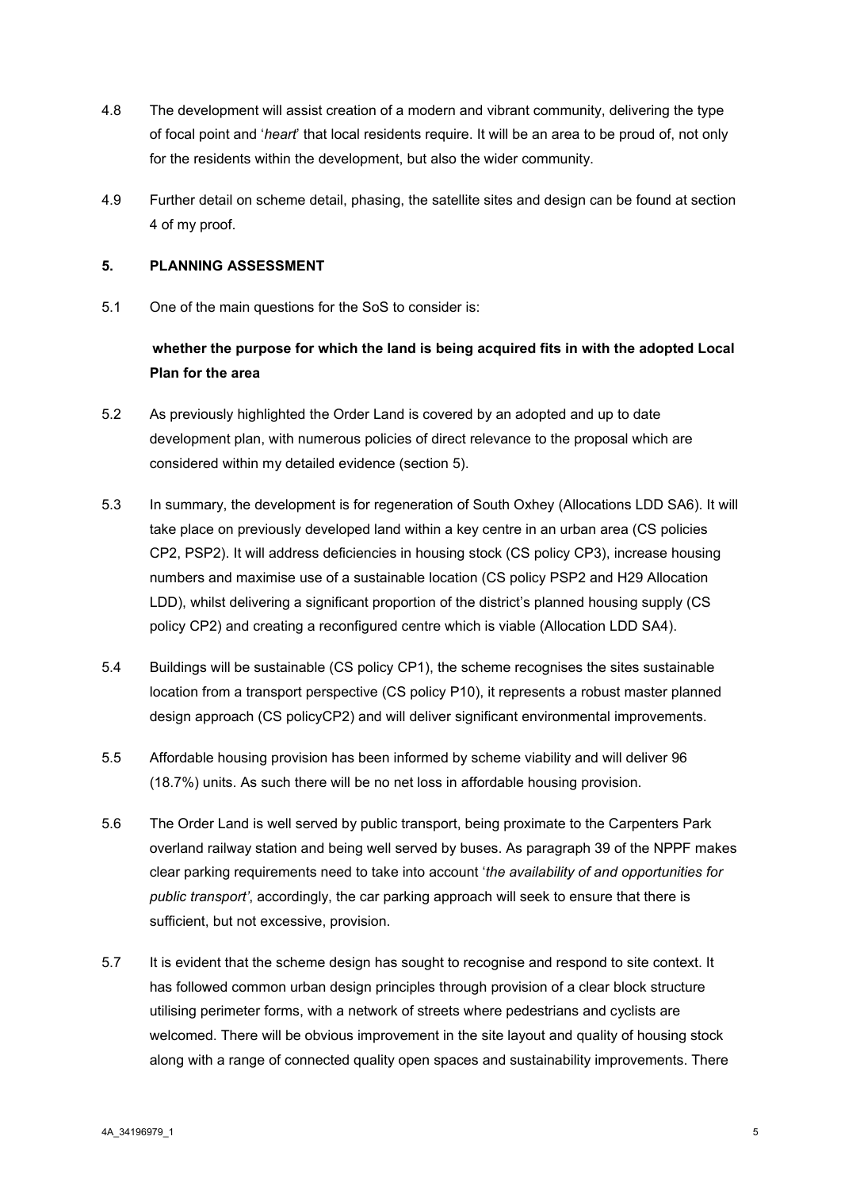4.8 The development will assist creation of a modern and vibrant community, delivering the type of focal point and '*heart*' that local residents require. It will be an area to be proud of, not only for the residents within the development, but also the wider community.

4.9 Further detail on scheme detail, phasing, the satellite sites and design can be found at section 4 of my proof.

## 5. PLANNING ASSESSMENT

5.1 One of the main questions for the SoS to consider is:

**whether the purpose for which the land is being acquired fits in with the adopted Local Plan for the area**

5.2 As previously highlighted the Order Land is covered by an adopted and up to date development plan, with numerous policies of direct relevance to the proposal which are considered within my detailed evidence (section 5).

5.3 In summary, the development is for regeneration of South Oxhey (Allocations LDD SA6). It will take place on previously developed land within a key centre in an urban area (CS policies CP2, PSP2). It will address deficiencies in housing stock (CS policy CP3), increase housing numbers and maximise use of a sustainable location (CS policy PSP2 and H29 Allocation LDD), whilst delivering a significant proportion of the district's planned housing supply (CS policy CP2) and creating a reconfigured centre which is viable (Allocation LDD SA4).

5.4 Buildings will be sustainable (CS policy CP1), the scheme recognises the sites sustainable location from a transport perspective (CS policy P10), it represents a robust master planned design approach (CS policyCP2) and will deliver significant environmental improvements.

5.5 Affordable housing provision has been informed by scheme viability and will deliver 96 (18.7%) units. As such there will be no net loss in affordable housing provision.

5.6 The Order Land is well served by public transport, being proximate to the Carpenters Park overland railway station and being well served by buses. As paragraph 39 of the NPPF makes clear parking requirements need to take into account '*the availability of and opportunities for public transport'*, accordingly, the car parking approach will seek to ensure that there is sufficient, but not excessive, provision.

5.7 It is evident that the scheme design has sought to recognise and respond to site context. It has followed common urban design principles through provision of a clear block structure utilising perimeter forms, with a network of streets where pedestrians and cyclists are welcomed. There will be obvious improvement in the site layout and quality of housing stock along with a range of connected quality open spaces and sustainability improvements. There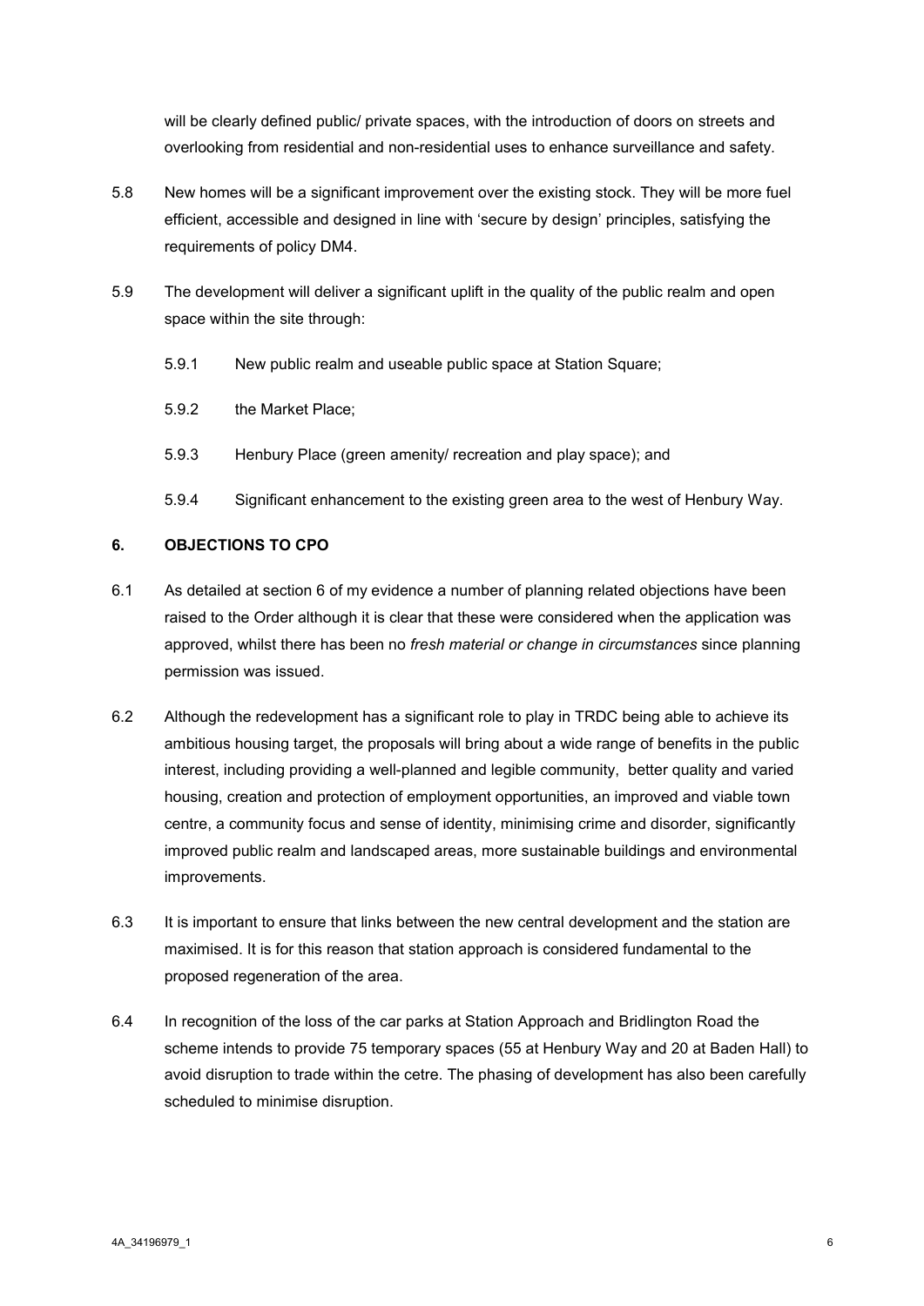will be clearly defined public/ private spaces, with the introduction of doors on streets and overlooking from residential and non-residential uses to enhance surveillance and safety.

5.8 New homes will be a significant improvement over the existing stock. They will be more fuel efficient, accessible and designed in line with 'secure by design' principles, satisfying the requirements of policy DM4.

5.9 The development will deliver a significant uplift in the quality of the public realm and open space within the site through:

5.9.1 New public realm and useable public space at Station Square;

5.9.2 the Market Place;

5.9.3 Henbury Place (green amenity/ recreation and play space); and

5.9.4 Significant enhancement to the existing green area to the west of Henbury Way.

## 6. OBJECTIONS TO CPO

6.1 As detailed at section 6 of my evidence a number of planning related objections have been raised to the Order although it is clear that these were considered when the application was approved, whilst there has been no *fresh material or change in circumstances* since planning permission was issued.

6.2 Although the redevelopment has a significant role to play in TRDC being able to achieve its ambitious housing target, the proposals will bring about a wide range of benefits in the public interest, including providing a well-planned and legible community, better quality and varied housing, creation and protection of employment opportunities, an improved and viable town centre, a community focus and sense of identity, minimising crime and disorder, significantly improved public realm and landscaped areas, more sustainable buildings and environmental improvements.

6.3 It is important to ensure that links between the new central development and the station are maximised. It is for this reason that station approach is considered fundamental to the proposed regeneration of the area.

6.4 In recognition of the loss of the car parks at Station Approach and Bridlington Road the scheme intends to provide 75 temporary spaces (55 at Henbury Way and 20 at Baden Hall) to avoid disruption to trade within the centre. The phasing of development has also been carefully scheduled to minimise disruption.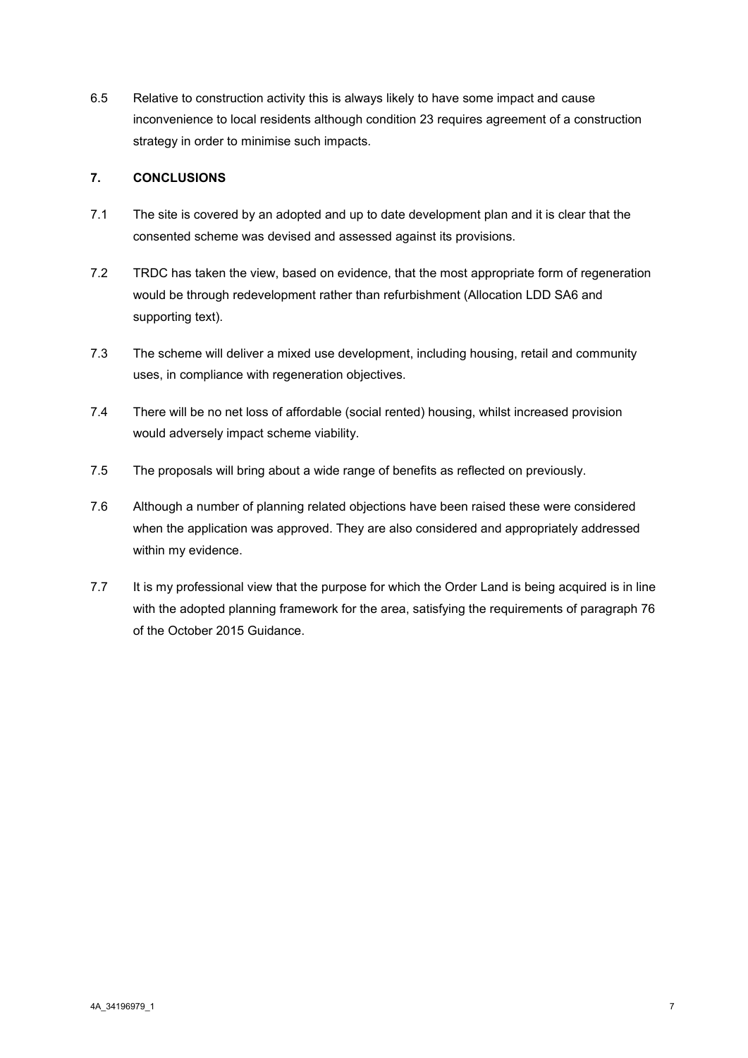6.5 Relative to construction activity this is always likely to have some impact and cause inconvenience to local residents although condition 23 requires agreement of a construction strategy in order to minimise such impacts.

## 7. CONCLUSIONS

7.1 The site is covered by an adopted and up to date development plan and it is clear that the consented scheme was devised and assessed against its provisions.

7.2 TRDC has taken the view, based on evidence, that the most appropriate form of regeneration would be through redevelopment rather than refurbishment (Allocation LDD SA6 and supporting text).

7.3 The scheme will deliver a mixed use development, including housing, retail and community uses, in compliance with regeneration objectives.

7.4 There will be no net loss of affordable (social rented) housing, whilst increased provision would adversely impact scheme viability.

7.5 The proposals will bring about a wide range of benefits as reflected on previously.

7.6 Although a number of planning related objections have been raised these were considered when the application was approved. They are also considered and appropriately addressed within my evidence.

7.7 It is my professional view that the purpose for which the Order Land is being acquired is in line with the adopted planning framework for the area, satisfying the requirements of paragraph 76 of the October 2015 Guidance.

4A_34196979_1